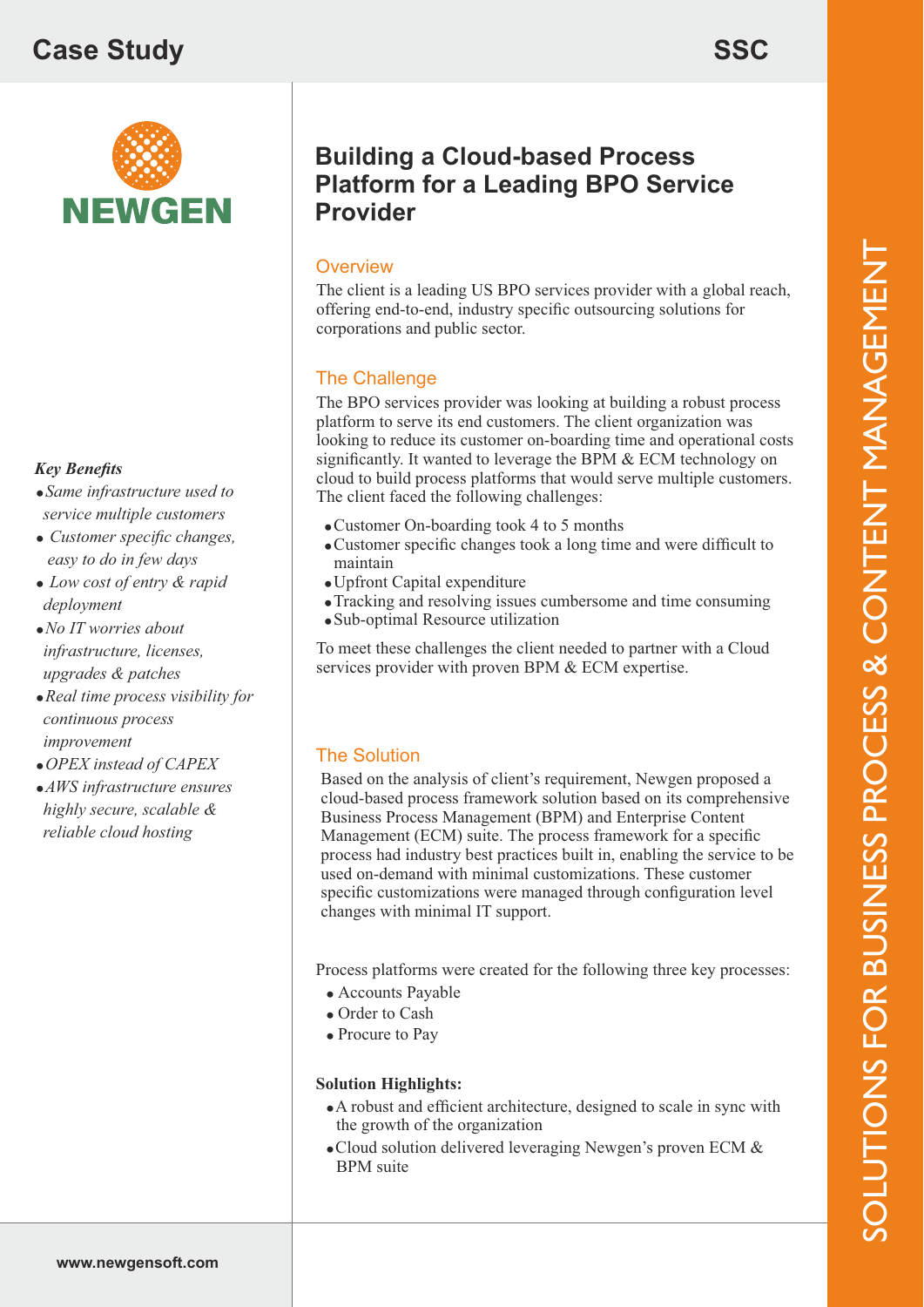# Case Study

**SSC**

NEWGEN

## Building a Cloud-based Process Platform for a Leading BPO Service Provider

### Overview

The client is a leading US BPO services provider with a global reach, offering end-to-end, industry specific outsourcing solutions for corporations and public sector.

### The Challenge

The BPO services provider was looking at building a robust process platform to serve its end customers. The client organization was looking to reduce its customer on-boarding time and operational costs significantly. It wanted to leverage the BPM & ECM technology on cloud to build process platforms that would serve multiple customers. The client faced the following challenges:

- Customer On-boarding took 4 to 5 months
- Customer specific changes took a long time and were difficult to maintain
- Upfront Capital expenditure
- Tracking and resolving issues cumbersome and time consuming
- Sub-optimal Resource utilization

To meet these challenges the client needed to partner with a Cloud services provider with proven BPM & ECM expertise.

### The Solution

Based on the analysis of client's requirement, Newgen proposed a cloud-based process framework solution based on its comprehensive Business Process Management (BPM) and Enterprise Content Management (ECM) suite. The process framework for a specific process had industry best practices built in, enabling the service to be used on-demand with minimal customizations. These customer specific customizations were managed through configuration level changes with minimal IT support.

Process platforms were created for the following three key processes:

- Accounts Payable
- Order to Cash
- Procure to Pay

**Solution Highlights:**

- A robust and efficient architecture, designed to scale in sync with the growth of the organization
- Cloud solution delivered leveraging Newgen's proven ECM & BPM suite

***Key Benefits***

- *Same infrastructure used to service multiple customers*
- *Customer specific changes, easy to do in few days*
- *Low cost of entry & rapid deployment*
- *No IT worries about infrastructure, licenses, upgrades & patches*
- *Real time process visibility for continuous process improvement*
- *OPEX instead of CAPEX*
- *AWS infrastructure ensures highly secure, scalable & reliable cloud hosting*

SOLUTIONS FOR BUSINESS PROCESS & CONTENT MANAGEMENT

**www.newgensoft.com**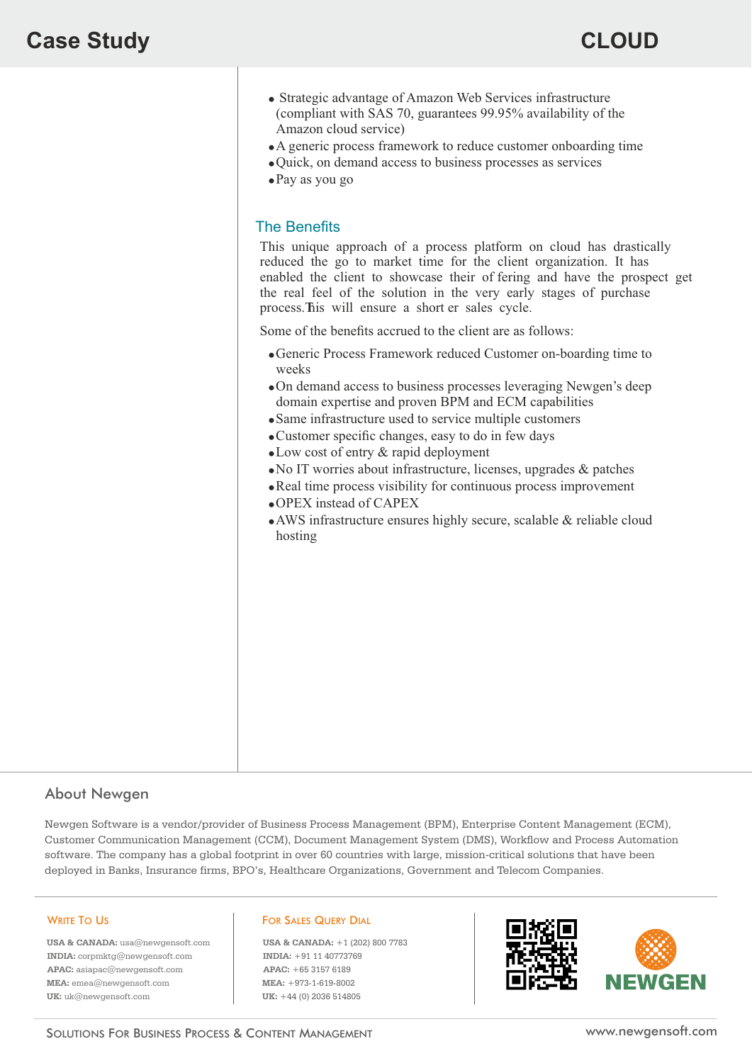- Strategic advantage of Amazon Web Services infrastructure (compliant with SAS 70, guarantees 99.95% availability of the Amazon cloud service)
- A generic process framework to reduce customer onboarding time
- Quick, on demand access to business processes as services
- Pay as you go

## The Benefits

This unique approach of a process platform on cloud has drastically reduced the go to market time for the client organization. It has enabled the client to showcase their offering and have the prospect get the real feel of the solution in the very early stages of purchase process. This will ensure a shorter sales cycle.

Some of the benefits accrued to the client are as follows:

- Generic Process Framework reduced Customer on-boarding time to weeks
- On demand access to business processes leveraging Newgen's deep domain expertise and proven BPM and ECM capabilities
- Same infrastructure used to service multiple customers
- Customer specific changes, easy to do in few days
- Low cost of entry & rapid deployment
- No IT worries about infrastructure, licenses, upgrades & patches
- Real time process visibility for continuous process improvement
- OPEX instead of CAPEX
- AWS infrastructure ensures highly secure, scalable & reliable cloud hosting

## About Newgen

Newgen Software is a vendor/provider of Business Process Management (BPM), Enterprise Content Management (ECM), Customer Communication Management (CCM), Document Management System (DMS), Workflow and Process Automation software. The company has a global footprint in over 60 countries with large, mission-critical solutions that have been deployed in Banks, Insurance firms, BPO's, Healthcare Organizations, Government and Telecom Companies.

### Write To Us

**USA & CANADA:** usa@newgensoft.com
**INDIA:** corpmktg@newgensoft.com
**APAC:** asiapac@newgensoft.com
**MEA:** emea@newgensoft.com
**UK:** uk@newgensoft.com

### For Sales Query Dial

**USA & CANADA:** +1 (202) 800 7783
**INDIA:** +91 11 40773769
**APAC:** +65 3157 6189
**MEA:** +973-1-619-8002
**UK:** +44 (0) 2036 514805

NEWGEN

Solutions For Business Process & Content Management

www.newgensoft.com